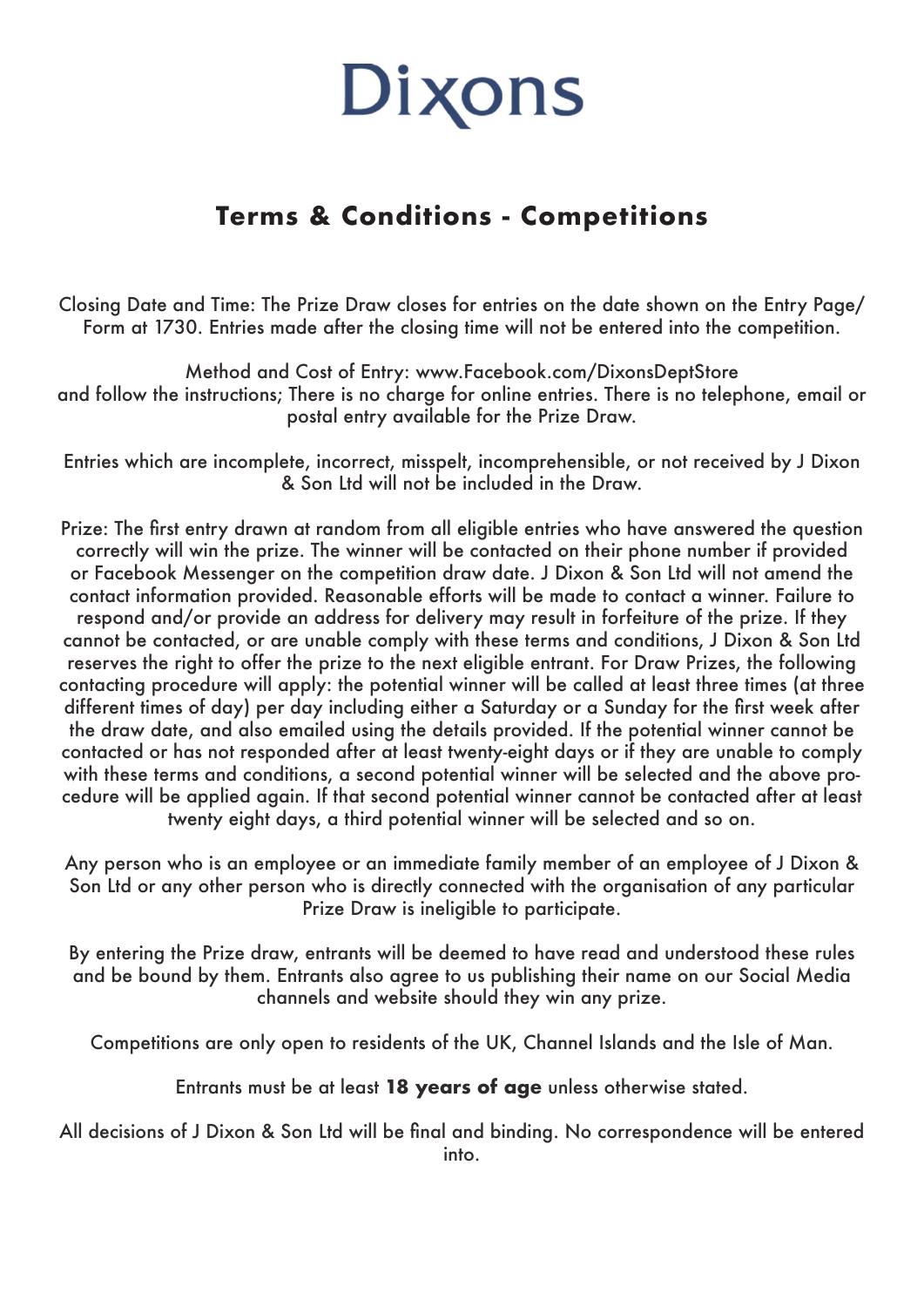# Dixons

## Terms & Conditions - Competitions

Closing Date and Time: The Prize Draw closes for entries on the date shown on the Entry Page/ Form at 1730. Entries made after the closing time will not be entered into the competition.

Method and Cost of Entry: www.Facebook.com/DixonsDeptStore and follow the instructions; There is no charge for online entries. There is no telephone, email or postal entry available for the Prize Draw.

Entries which are incomplete, incorrect, misspelt, incomprehensible, or not received by J Dixon & Son Ltd will not be included in the Draw.

Prize: The first entry drawn at random from all eligible entries who have answered the question correctly will win the prize. The winner will be contacted on their phone number if provided or Facebook Messenger on the competition draw date. J Dixon & Son Ltd will not amend the contact information provided. Reasonable efforts will be made to contact a winner. Failure to respond and/or provide an address for delivery may result in forfeiture of the prize. If they cannot be contacted, or are unable comply with these terms and conditions, J Dixon & Son Ltd reserves the right to offer the prize to the next eligible entrant. For Draw Prizes, the following contacting procedure will apply: the potential winner will be called at least three times (at three different times of day) per day including either a Saturday or a Sunday for the first week after the draw date, and also emailed using the details provided. If the potential winner cannot be contacted or has not responded after at least twenty-eight days or if they are unable to comply with these terms and conditions, a second potential winner will be selected and the above procedure will be applied again. If that second potential winner cannot be contacted after at least twenty eight days, a third potential winner will be selected and so on.

Any person who is an employee or an immediate family member of an employee of J Dixon & Son Ltd or any other person who is directly connected with the organisation of any particular Prize Draw is ineligible to participate.

By entering the Prize draw, entrants will be deemed to have read and understood these rules and be bound by them. Entrants also agree to us publishing their name on our Social Media channels and website should they win any prize.

Competitions are only open to residents of the UK, Channel Islands and the Isle of Man.

Entrants must be at least **18 years of age** unless otherwise stated.

All decisions of J Dixon & Son Ltd will be final and binding. No correspondence will be entered into.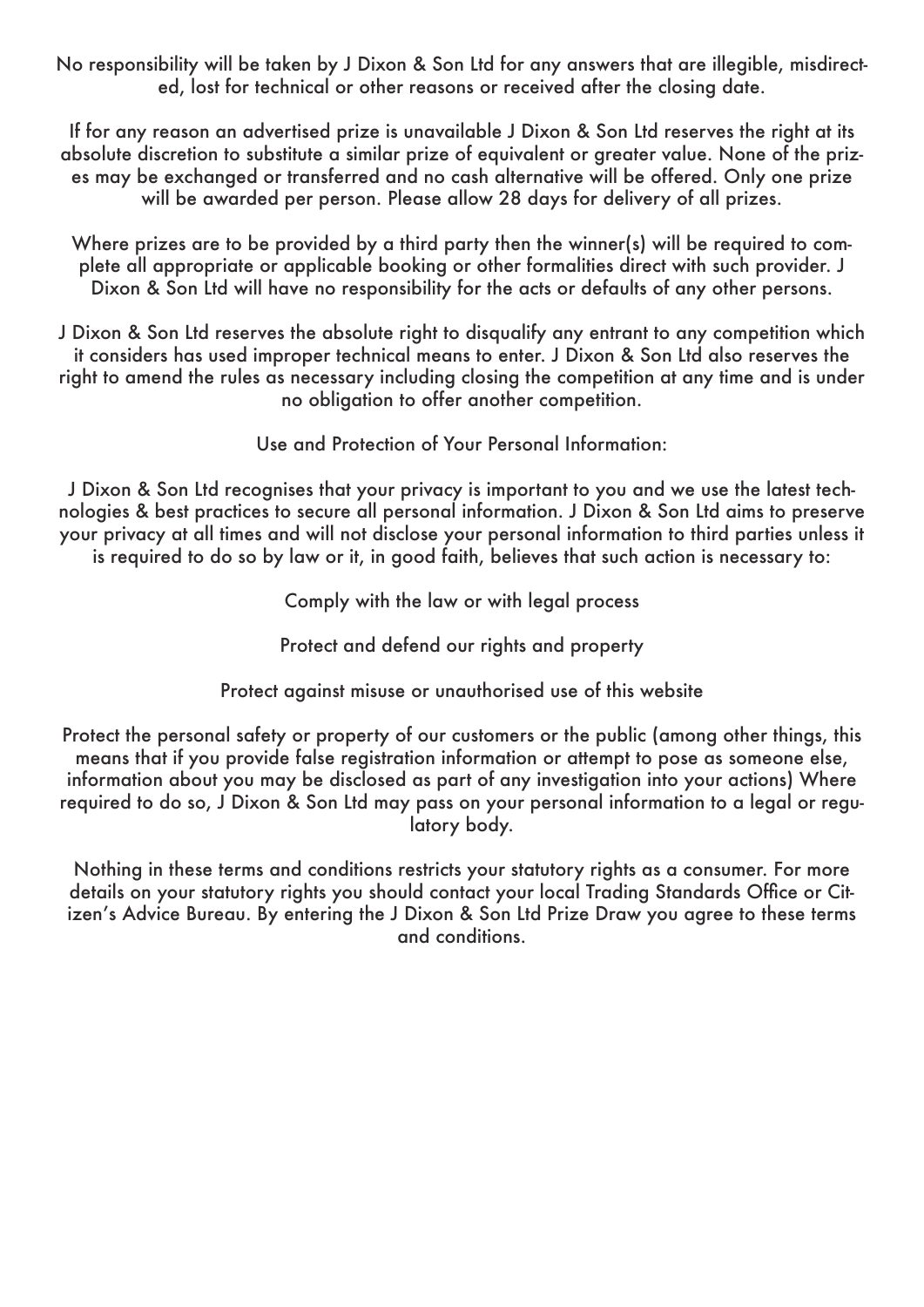No responsibility will be taken by J Dixon & Son Ltd for any answers that are illegible, misdirected, lost for technical or other reasons or received after the closing date.

If for any reason an advertised prize is unavailable J Dixon & Son Ltd reserves the right at its absolute discretion to substitute a similar prize of equivalent or greater value. None of the prizes may be exchanged or transferred and no cash alternative will be offered. Only one prize will be awarded per person. Please allow 28 days for delivery of all prizes.

Where prizes are to be provided by a third party then the winner(s) will be required to complete all appropriate or applicable booking or other formalities direct with such provider. J Dixon & Son Ltd will have no responsibility for the acts or defaults of any other persons.

J Dixon & Son Ltd reserves the absolute right to disqualify any entrant to any competition which it considers has used improper technical means to enter. J Dixon & Son Ltd also reserves the right to amend the rules as necessary including closing the competition at any time and is under no obligation to offer another competition.

Use and Protection of Your Personal Information:

J Dixon & Son Ltd recognises that your privacy is important to you and we use the latest technologies & best practices to secure all personal information. J Dixon & Son Ltd aims to preserve your privacy at all times and will not disclose your personal information to third parties unless it is required to do so by law or it, in good faith, believes that such action is necessary to:

Comply with the law or with legal process

Protect and defend our rights and property

Protect against misuse or unauthorised use of this website

Protect the personal safety or property of our customers or the public (among other things, this means that if you provide false registration information or attempt to pose as someone else, information about you may be disclosed as part of any investigation into your actions) Where required to do so, J Dixon & Son Ltd may pass on your personal information to a legal or regulatory body.

Nothing in these terms and conditions restricts your statutory rights as a consumer. For more details on your statutory rights you should contact your local Trading Standards Office or Citizen's Advice Bureau. By entering the J Dixon & Son Ltd Prize Draw you agree to these terms and conditions.